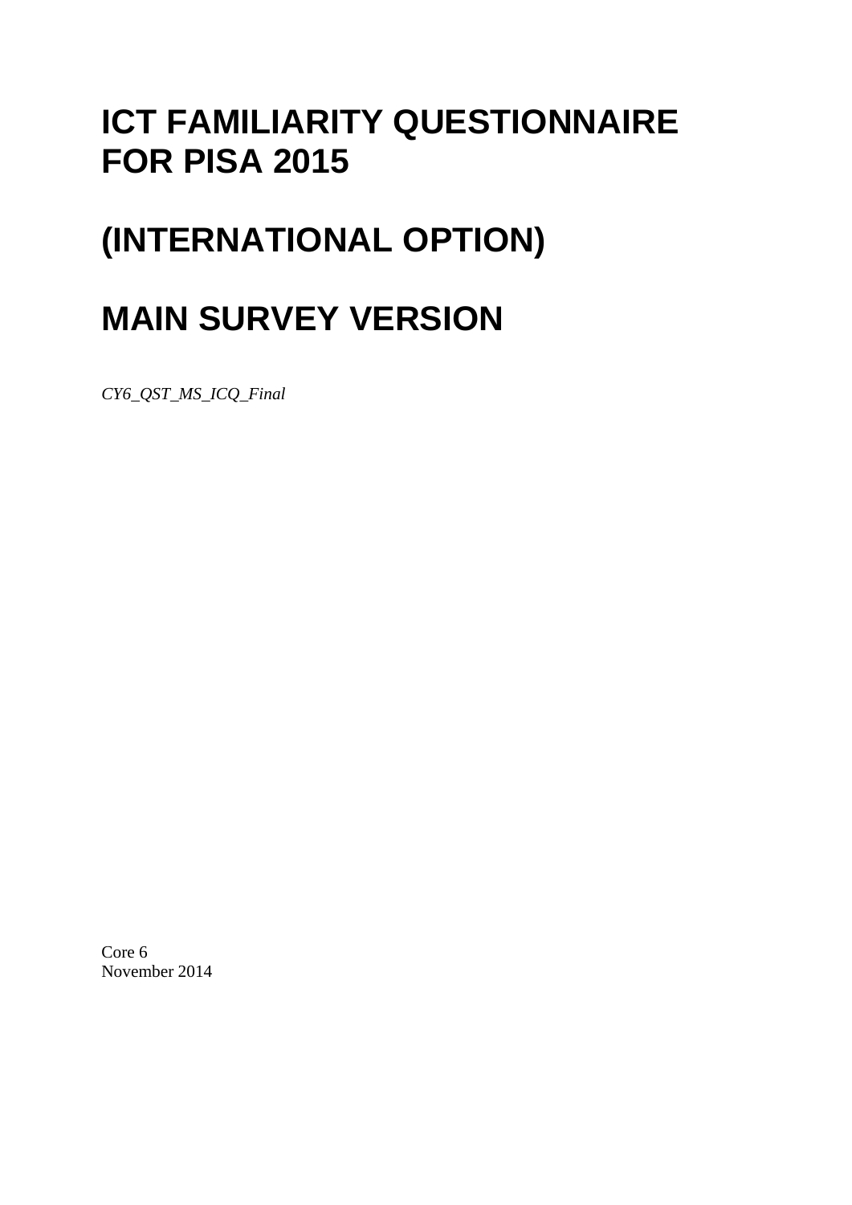# ICT FAMILIARITY QUESTIONNAIRE FOR PISA 2015

# (INTERNATIONAL OPTION)

# MAIN SURVEY VERSION

*CY6_QST_MS_ICQ_Final*

Core 6
November 2014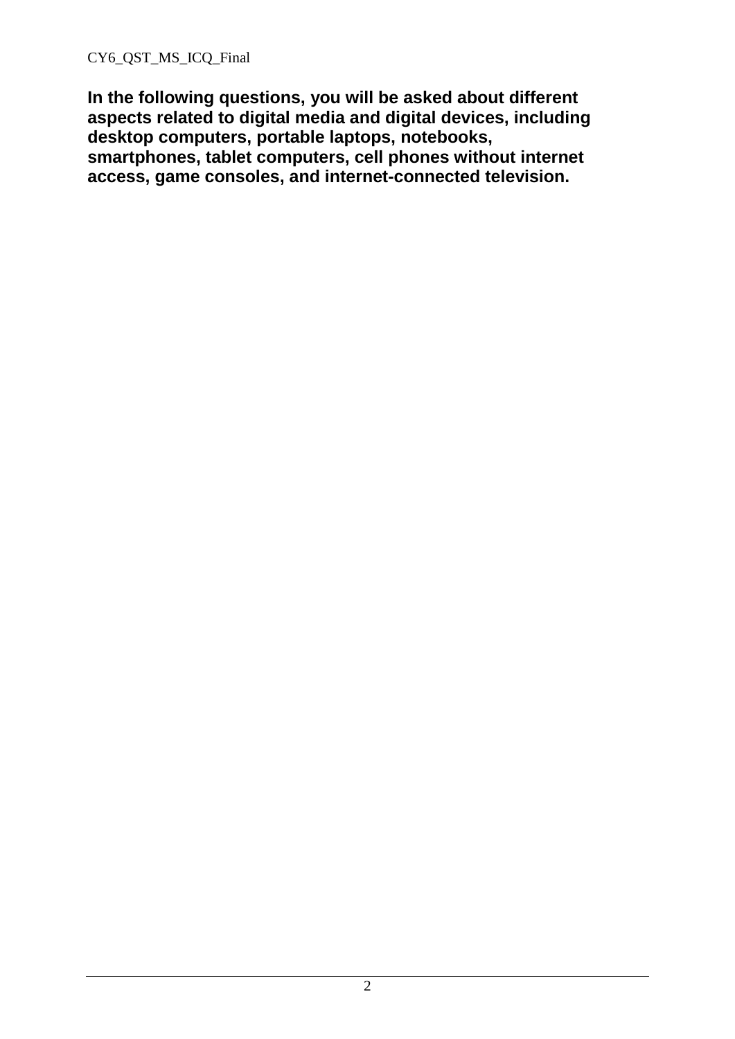**In the following questions, you will be asked about different aspects related to digital media and digital devices, including desktop computers, portable laptops, notebooks, smartphones, tablet computers, cell phones without internet access, game consoles, and internet-connected television.**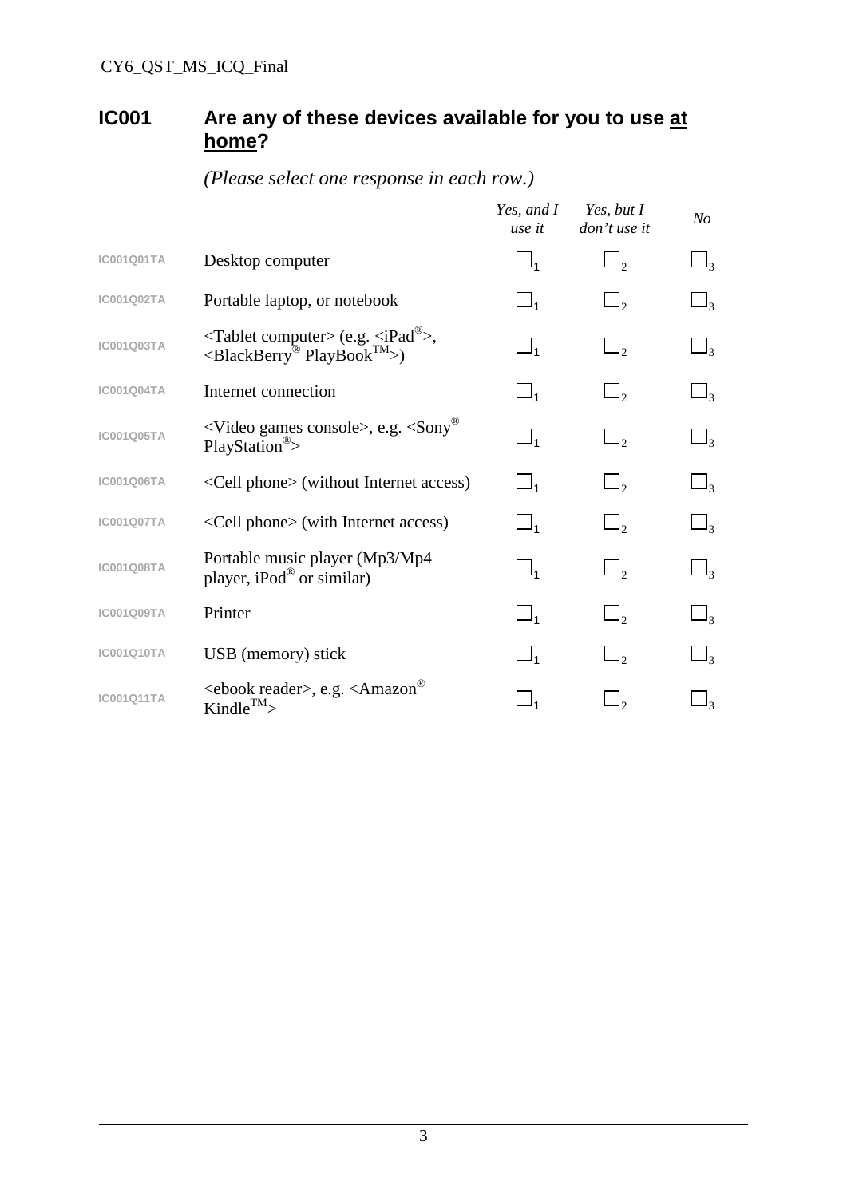## IC001 Are any of these devices available for you to use <u>at home</u>?

*(Please select one response in each row.)*

| | | *Yes, and I use it* | *Yes, but I don't use it* | *No* |
|---|---|---|---|---|
| IC001Q01TA | Desktop computer | ☐1 | ☐2 | ☐3 |
| IC001Q02TA | Portable laptop, or notebook | ☐1 | ☐2 | ☐3 |
| IC001Q03TA | <Tablet computer> (e.g. <iPad®>, <BlackBerry® PlayBook™>) | ☐1 | ☐2 | ☐3 |
| IC001Q04TA | Internet connection | ☐1 | ☐2 | ☐3 |
| IC001Q05TA | <Video games console>, e.g. <Sony® PlayStation®> | ☐1 | ☐2 | ☐3 |
| IC001Q06TA | <Cell phone> (without Internet access) | ☐1 | ☐2 | ☐3 |
| IC001Q07TA | <Cell phone> (with Internet access) | ☐1 | ☐2 | ☐3 |
| IC001Q08TA | Portable music player (Mp3/Mp4 player, iPod® or similar) | ☐1 | ☐2 | ☐3 |
| IC001Q09TA | Printer | ☐1 | ☐2 | ☐3 |
| IC001Q10TA | USB (memory) stick | ☐1 | ☐2 | ☐3 |
| IC001Q11TA | <ebook reader>, e.g. <Amazon® Kindle™> | ☐1 | ☐2 | ☐3 |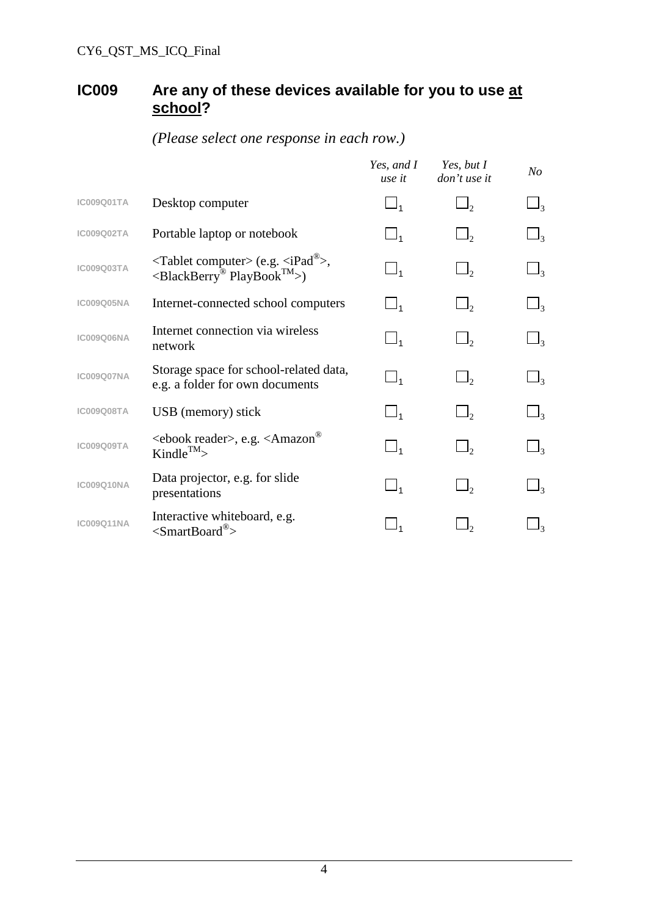## IC009 Are any of these devices available for you to use <u>at school</u>?

*(Please select one response in each row.)*

| | | *Yes, and I use it* | *Yes, but I don't use it* | *No* |
|---|---|---|---|---|
| IC009Q01TA | Desktop computer | ☐1 | ☐2 | ☐3 |
| IC009Q02TA | Portable laptop or notebook | ☐1 | ☐2 | ☐3 |
| IC009Q03TA | <Tablet computer> (e.g. <iPad®>, <BlackBerry® PlayBook™>) | ☐1 | ☐2 | ☐3 |
| IC009Q05NA | Internet-connected school computers | ☐1 | ☐2 | ☐3 |
| IC009Q06NA | Internet connection via wireless network | ☐1 | ☐2 | ☐3 |
| IC009Q07NA | Storage space for school-related data, e.g. a folder for own documents | ☐1 | ☐2 | ☐3 |
| IC009Q08TA | USB (memory) stick | ☐1 | ☐2 | ☐3 |
| IC009Q09TA | <ebook reader>, e.g. <Amazon® Kindle™> | ☐1 | ☐2 | ☐3 |
| IC009Q10NA | Data projector, e.g. for slide presentations | ☐1 | ☐2 | ☐3 |
| IC009Q11NA | Interactive whiteboard, e.g. <SmartBoard®> | ☐1 | ☐2 | ☐3 |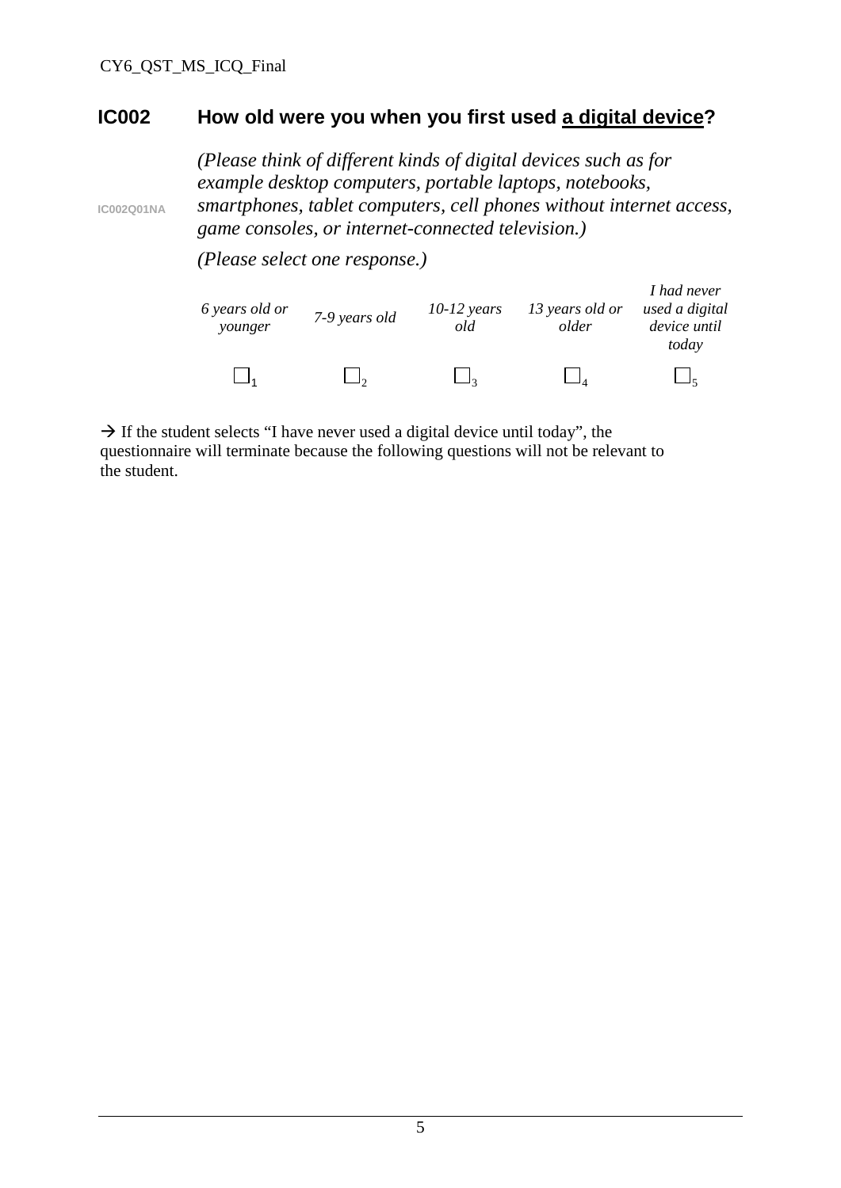## IC002 How old were you when you first used <u>a digital device</u>?

IC002Q01NA

*(Please think of different kinds of digital devices such as for example desktop computers, portable laptops, notebooks, smartphones, tablet computers, cell phones without internet access, game consoles, or internet-connected television.)*

*(Please select one response.)*

| *6 years old or younger* | *7-9 years old* | *10-12 years old* | *13 years old or older* | *I had never used a digital device until today* |
|---|---|---|---|---|
| ☐1 | ☐2 | ☐3 | ☐4 | ☐5 |

→ If the student selects "I have never used a digital device until today", the questionnaire will terminate because the following questions will not be relevant to the student.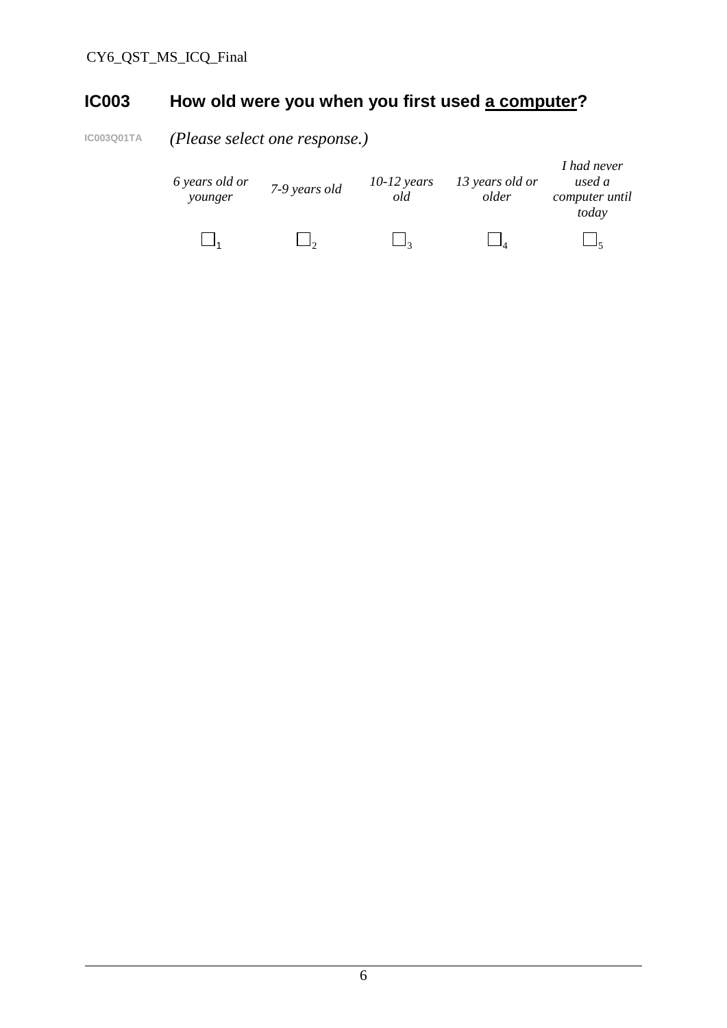## IC003 How old were you when you first used <u>a computer</u>?

IC003Q01TA *(Please select one response.)*

| *6 years old or younger* | *7-9 years old* | *10-12 years old* | *13 years old or older* | *I had never used a computer until today* |
|---|---|---|---|---|
| ☐1 | ☐2 | ☐3 | ☐4 | ☐5 |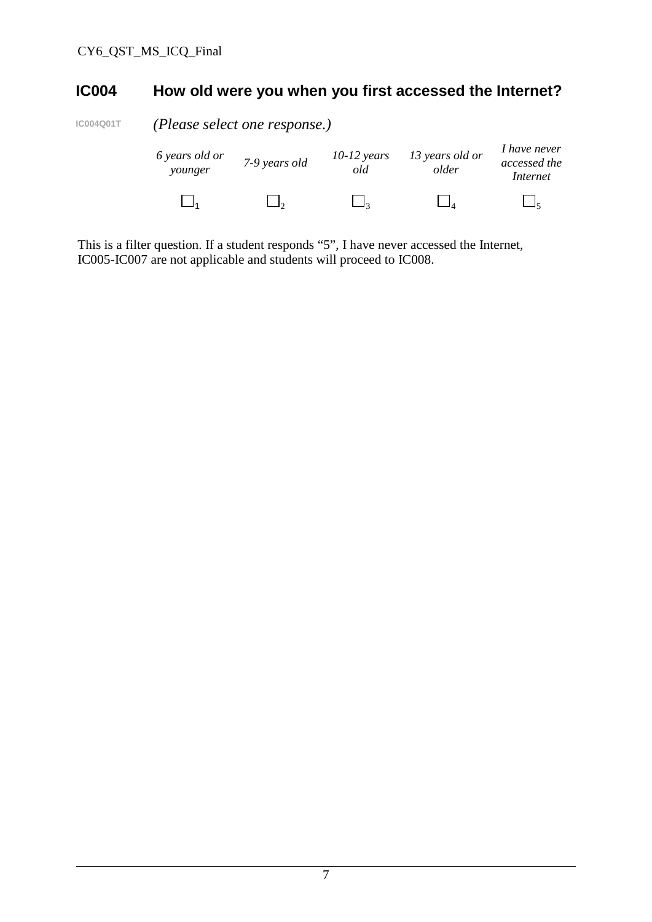## IC004 How old were you when you first accessed the Internet?

IC004Q01T *(Please select one response.)*

| *6 years old or younger* | *7-9 years old* | *10-12 years old* | *13 years old or older* | *I have never accessed the Internet* |
|---|---|---|---|---|
| ☐1 | ☐2 | ☐3 | ☐4 | ☐5 |

This is a filter question. If a student responds “5”, I have never accessed the Internet, IC005-IC007 are not applicable and students will proceed to IC008.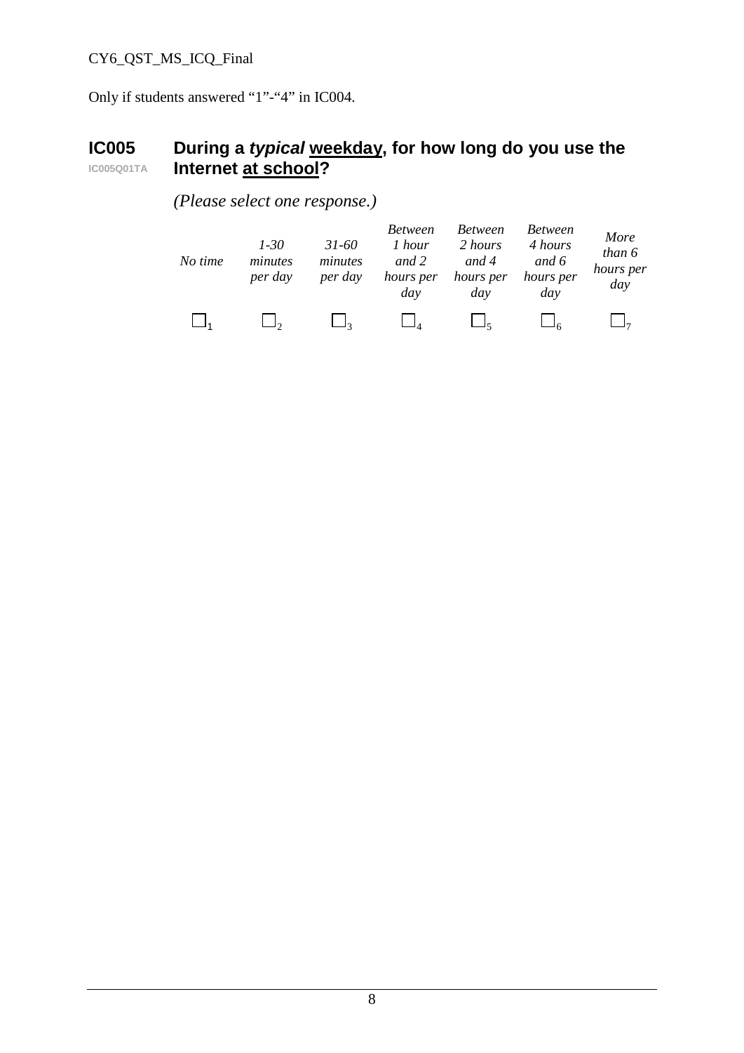Only if students answered “1”-“4” in IC004.

## IC005 During a *typical* <u>weekday</u>, for how long do you use the Internet <u>at school</u>?

IC005Q01TA

*(Please select one response.)*

| *No time* | *1-30 minutes per day* | *31-60 minutes per day* | *Between 1 hour and 2 hours per day* | *Between 2 hours and 4 hours per day* | *Between 4 hours and 6 hours per day* | *More than 6 hours per day* |
|---|---|---|---|---|---|---|
| ☐1 | ☐2 | ☐3 | ☐4 | ☐5 | ☐6 | ☐7 |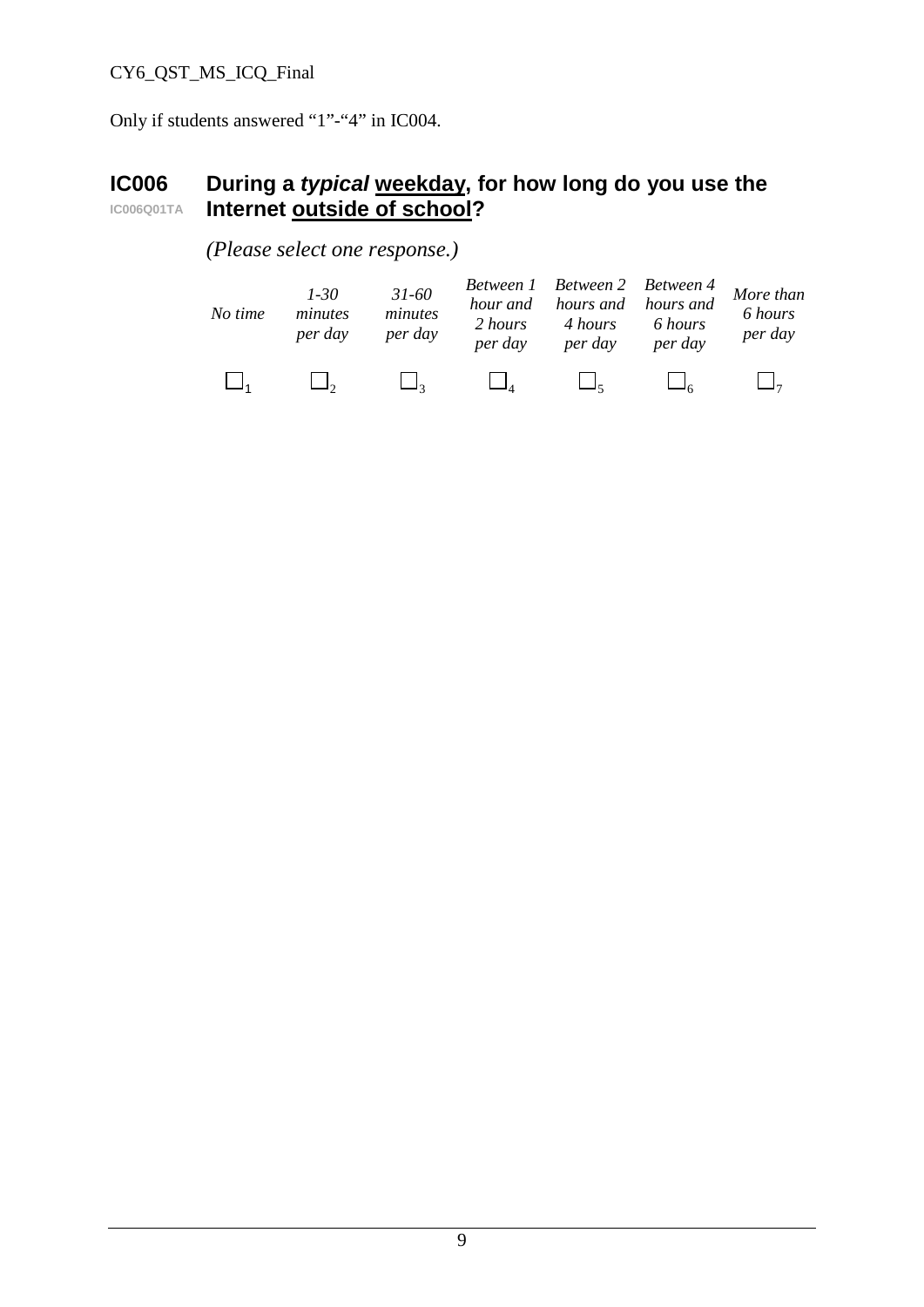Only if students answered "1"-"4" in IC004.

## IC006 During a *typical* weekday, for how long do you use the Internet outside of school?

IC006Q01TA

*(Please select one response.)*

| *No time* | *1-30 minutes per day* | *31-60 minutes per day* | *Between 1 hour and 2 hours per day* | *Between 2 hours and 4 hours per day* | *Between 4 hours and 6 hours per day* | *More than 6 hours per day* |
|---|---|---|---|---|---|---|
| ☐1 | ☐2 | ☐3 | ☐4 | ☐5 | ☐6 | ☐7 |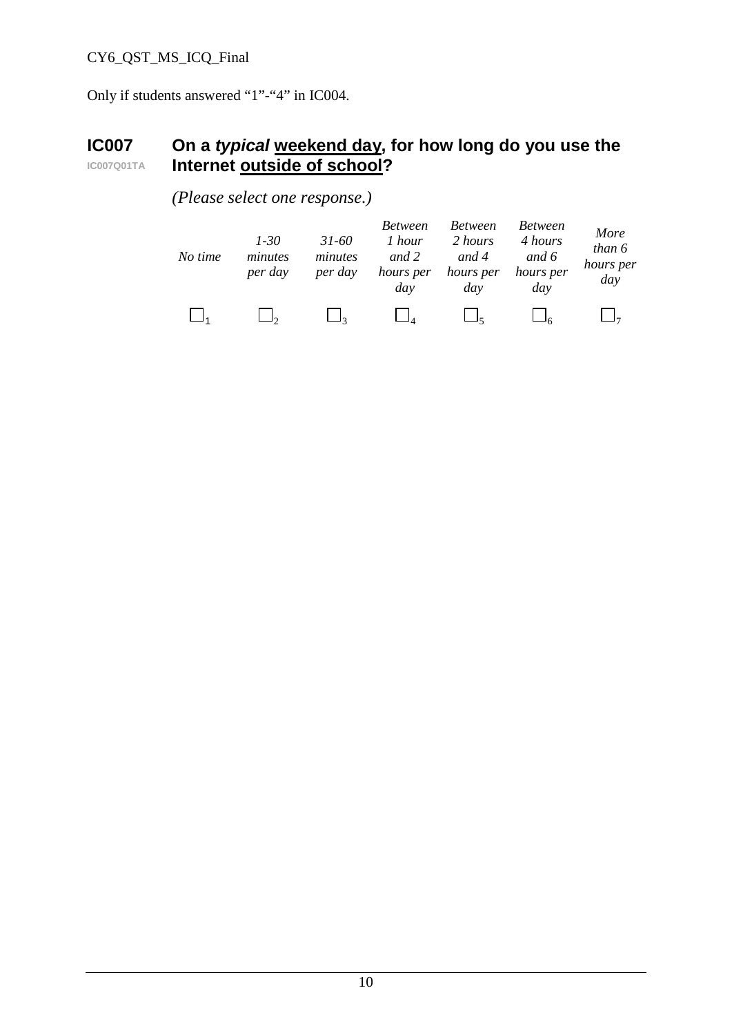Only if students answered “1”-“4” in IC004.

## IC007 On a *typical* weekend day, for how long do you use the Internet outside of school?

IC007Q01TA

*(Please select one response.)*

| *No time* | *1-30 minutes per day* | *31-60 minutes per day* | *Between 1 hour and 2 hours per day* | *Between 2 hours and 4 hours per day* | *Between 4 hours and 6 hours per day* | *More than 6 hours per day* |
|---|---|---|---|---|---|---|
| ☐1 | ☐2 | ☐3 | ☐4 | ☐5 | ☐6 | ☐7 |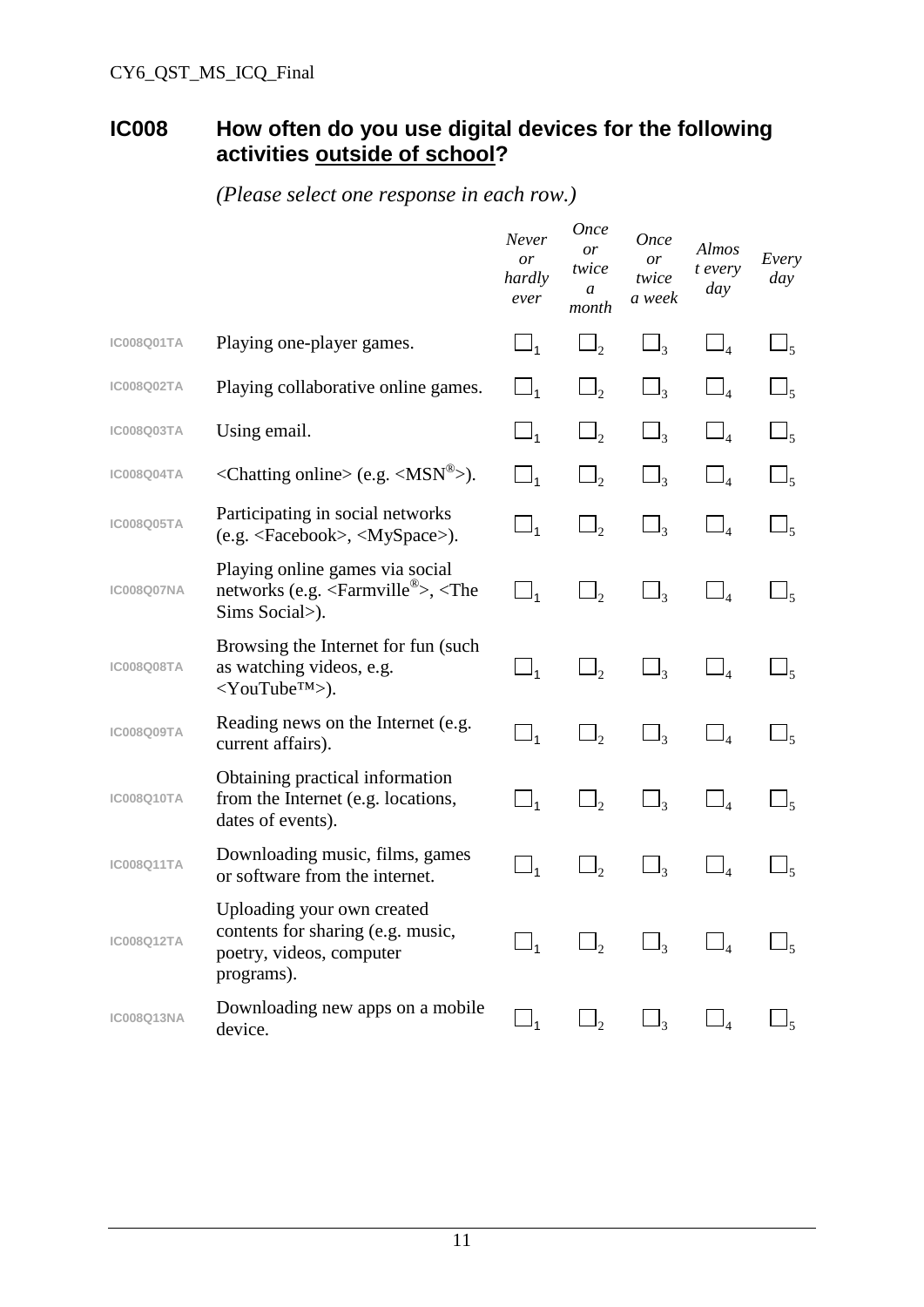## IC008 How often do you use digital devices for the following activities <u>outside of school</u>?

*(Please select one response in each row.)*

| | | *Never or hardly ever* | *Once or twice a month* | *Once or twice a week* | *Almost every day* | *Every day* |
|---|---|---|---|---|---|---|
| IC008Q01TA | Playing one-player games. | ☐1 | ☐2 | ☐3 | ☐4 | ☐5 |
| IC008Q02TA | Playing collaborative online games. | ☐1 | ☐2 | ☐3 | ☐4 | ☐5 |
| IC008Q03TA | Using email. | ☐1 | ☐2 | ☐3 | ☐4 | ☐5 |
| IC008Q04TA | <Chatting online> (e.g. <MSN®>). | ☐1 | ☐2 | ☐3 | ☐4 | ☐5 |
| IC008Q05TA | Participating in social networks (e.g. <Facebook>, <MySpace>). | ☐1 | ☐2 | ☐3 | ☐4 | ☐5 |
| IC008Q07NA | Playing online games via social networks (e.g. <Farmville®>, <The Sims Social>). | ☐1 | ☐2 | ☐3 | ☐4 | ☐5 |
| IC008Q08TA | Browsing the Internet for fun (such as watching videos, e.g. <YouTube™>). | ☐1 | ☐2 | ☐3 | ☐4 | ☐5 |
| IC008Q09TA | Reading news on the Internet (e.g. current affairs). | ☐1 | ☐2 | ☐3 | ☐4 | ☐5 |
| IC008Q10TA | Obtaining practical information from the Internet (e.g. locations, dates of events). | ☐1 | ☐2 | ☐3 | ☐4 | ☐5 |
| IC008Q11TA | Downloading music, films, games or software from the internet. | ☐1 | ☐2 | ☐3 | ☐4 | ☐5 |
| IC008Q12TA | Uploading your own created contents for sharing (e.g. music, poetry, videos, computer programs). | ☐1 | ☐2 | ☐3 | ☐4 | ☐5 |
| IC008Q13NA | Downloading new apps on a mobile device. | ☐1 | ☐2 | ☐3 | ☐4 | ☐5 |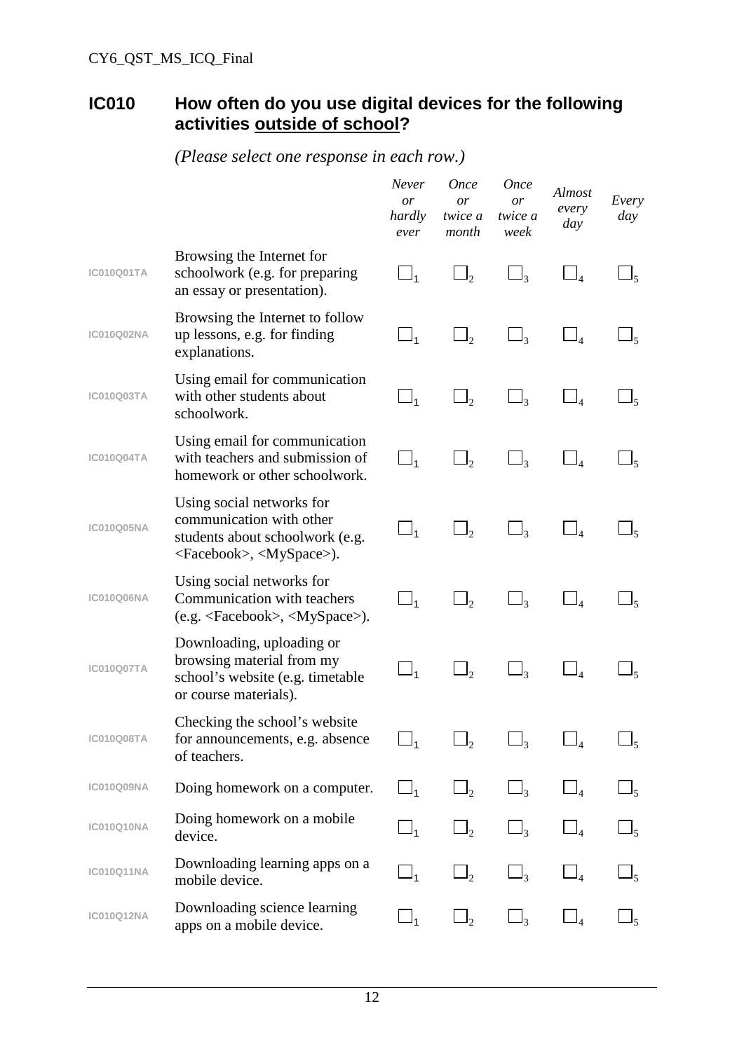## IC010 How often do you use digital devices for the following activities <u>outside of school</u>?

*(Please select one response in each row.)*

| | | *Never or hardly ever* | *Once or twice a month* | *Once or twice a week* | *Almost every day* | *Every day* |
|---|---|---|---|---|---|---|
| IC010Q01TA | Browsing the Internet for schoolwork (e.g. for preparing an essay or presentation). | ☐1 | ☐2 | ☐3 | ☐4 | ☐5 |
| IC010Q02NA | Browsing the Internet to follow up lessons, e.g. for finding explanations. | ☐1 | ☐2 | ☐3 | ☐4 | ☐5 |
| IC010Q03TA | Using email for communication with other students about schoolwork. | ☐1 | ☐2 | ☐3 | ☐4 | ☐5 |
| IC010Q04TA | Using email for communication with teachers and submission of homework or other schoolwork. | ☐1 | ☐2 | ☐3 | ☐4 | ☐5 |
| IC010Q05NA | Using social networks for communication with other students about schoolwork (e.g. <Facebook>, <MySpace>). | ☐1 | ☐2 | ☐3 | ☐4 | ☐5 |
| IC010Q06NA | Using social networks for Communication with teachers (e.g. <Facebook>, <MySpace>). | ☐1 | ☐2 | ☐3 | ☐4 | ☐5 |
| IC010Q07TA | Downloading, uploading or browsing material from my school's website (e.g. timetable or course materials). | ☐1 | ☐2 | ☐3 | ☐4 | ☐5 |
| IC010Q08TA | Checking the school's website for announcements, e.g. absence of teachers. | ☐1 | ☐2 | ☐3 | ☐4 | ☐5 |
| IC010Q09NA | Doing homework on a computer. | ☐1 | ☐2 | ☐3 | ☐4 | ☐5 |
| IC010Q10NA | Doing homework on a mobile device. | ☐1 | ☐2 | ☐3 | ☐4 | ☐5 |
| IC010Q11NA | Downloading learning apps on a mobile device. | ☐1 | ☐2 | ☐3 | ☐4 | ☐5 |
| IC010Q12NA | Downloading science learning apps on a mobile device. | ☐1 | ☐2 | ☐3 | ☐4 | ☐5 |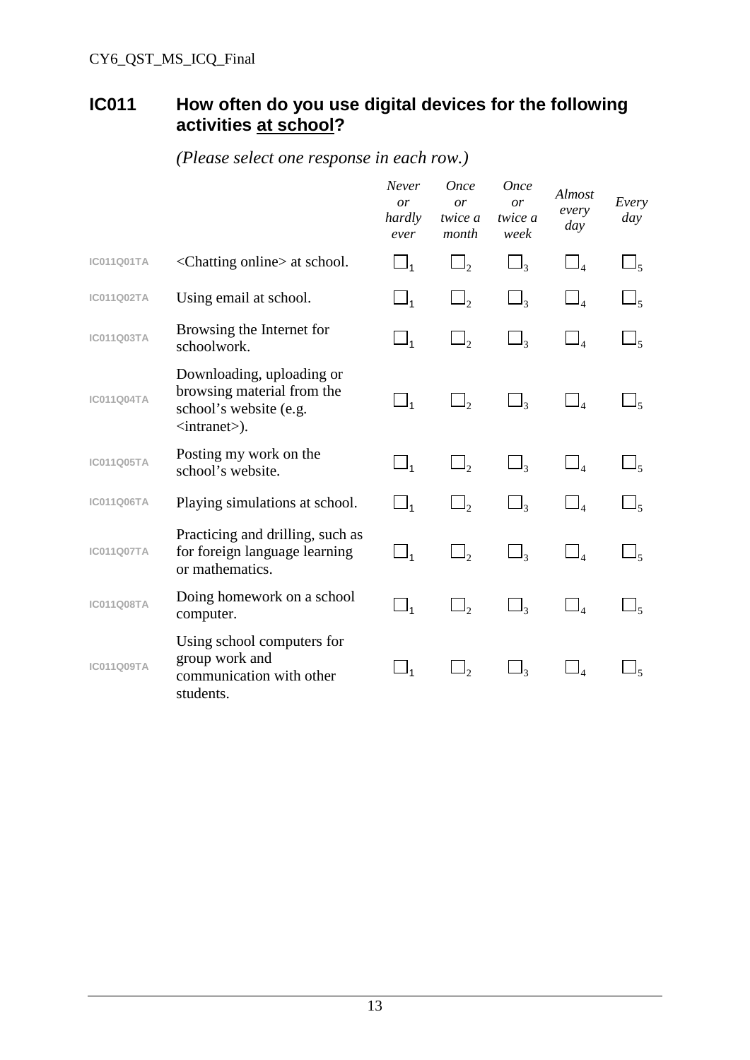## IC011 How often do you use digital devices for the following activities <u>at school</u>?

*(Please select one response in each row.)*

| | | *Never or hardly ever* | *Once or twice a month* | *Once or twice a week* | *Almost every day* | *Every day* |
|---|---|---|---|---|---|---|
| IC011Q01TA | <Chatting online> at school. | ☐1 | ☐2 | ☐3 | ☐4 | ☐5 |
| IC011Q02TA | Using email at school. | ☐1 | ☐2 | ☐3 | ☐4 | ☐5 |
| IC011Q03TA | Browsing the Internet for schoolwork. | ☐1 | ☐2 | ☐3 | ☐4 | ☐5 |
| IC011Q04TA | Downloading, uploading or browsing material from the school's website (e.g. <intranet>). | ☐1 | ☐2 | ☐3 | ☐4 | ☐5 |
| IC011Q05TA | Posting my work on the school's website. | ☐1 | ☐2 | ☐3 | ☐4 | ☐5 |
| IC011Q06TA | Playing simulations at school. | ☐1 | ☐2 | ☐3 | ☐4 | ☐5 |
| IC011Q07TA | Practicing and drilling, such as for foreign language learning or mathematics. | ☐1 | ☐2 | ☐3 | ☐4 | ☐5 |
| IC011Q08TA | Doing homework on a school computer. | ☐1 | ☐2 | ☐3 | ☐4 | ☐5 |
| IC011Q09TA | Using school computers for group work and communication with other students. | ☐1 | ☐2 | ☐3 | ☐4 | ☐5 |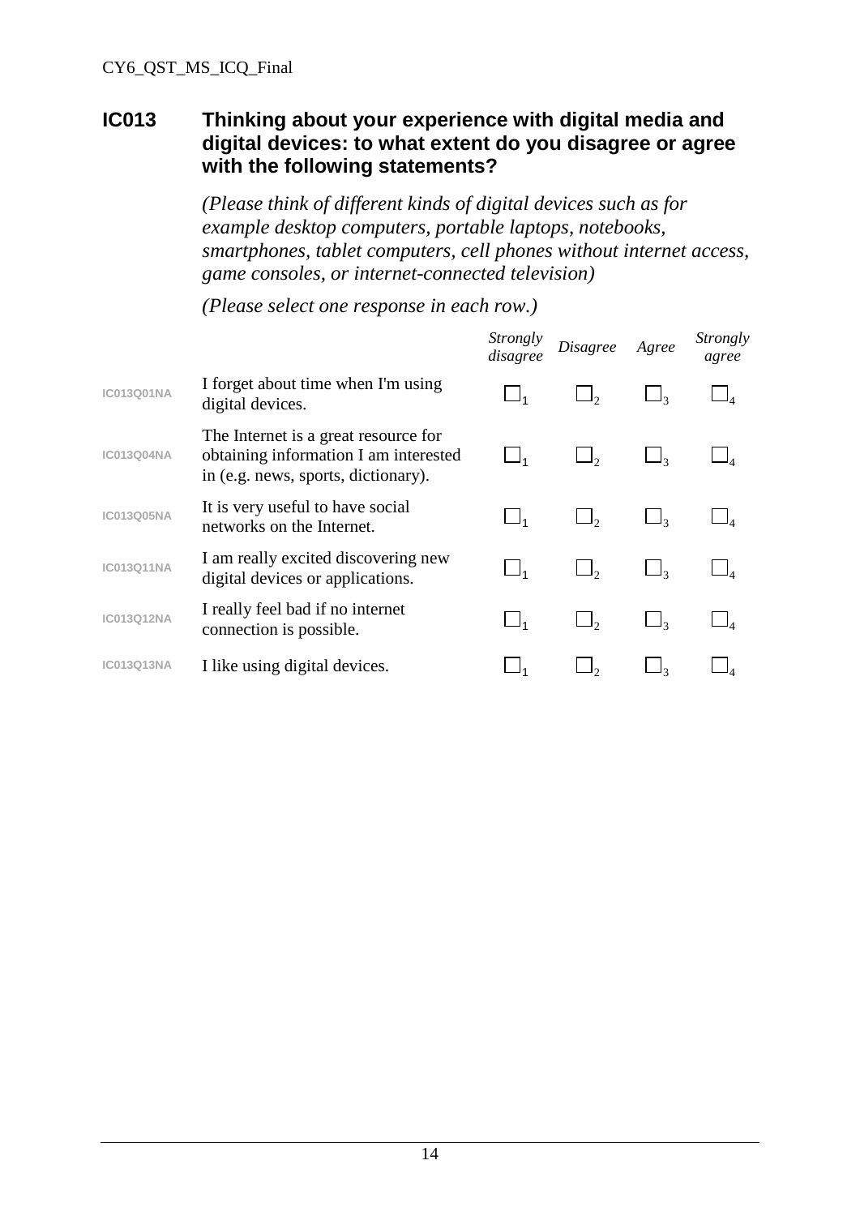## IC013 Thinking about your experience with digital media and digital devices: to what extent do you disagree or agree with the following statements?

*(Please think of different kinds of digital devices such as for example desktop computers, portable laptops, notebooks, smartphones, tablet computers, cell phones without internet access, game consoles, or internet-connected television)*

*(Please select one response in each row.)*

| | | *Strongly disagree* | *Disagree* | *Agree* | *Strongly agree* |
|---|---|---|---|---|---|
| IC013Q01NA | I forget about time when I'm using digital devices. | ☐1 | ☐2 | ☐3 | ☐4 |
| IC013Q04NA | The Internet is a great resource for obtaining information I am interested in (e.g. news, sports, dictionary). | ☐1 | ☐2 | ☐3 | ☐4 |
| IC013Q05NA | It is very useful to have social networks on the Internet. | ☐1 | ☐2 | ☐3 | ☐4 |
| IC013Q11NA | I am really excited discovering new digital devices or applications. | ☐1 | ☐2 | ☐3 | ☐4 |
| IC013Q12NA | I really feel bad if no internet connection is possible. | ☐1 | ☐2 | ☐3 | ☐4 |
| IC013Q13NA | I like using digital devices. | ☐1 | ☐2 | ☐3 | ☐4 |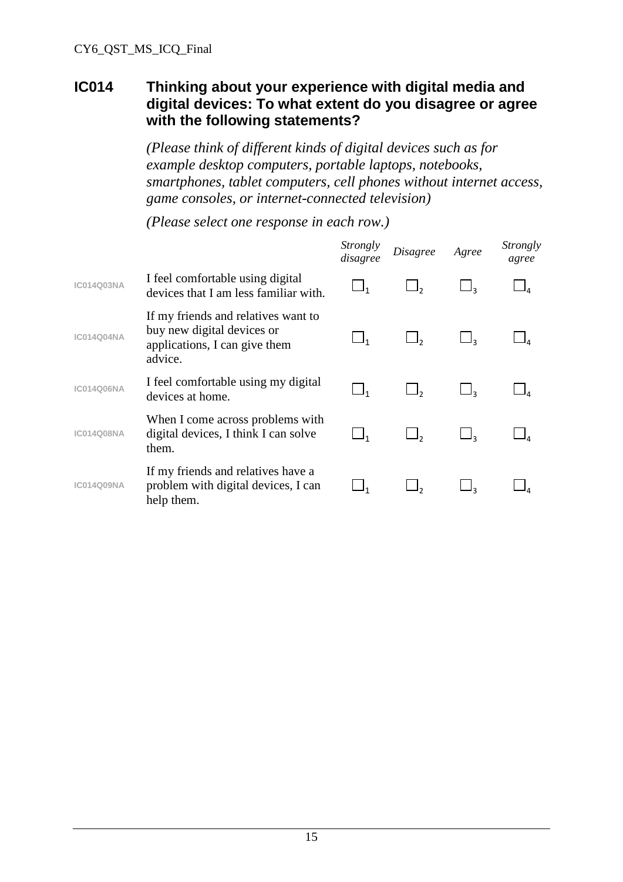## IC014 Thinking about your experience with digital media and digital devices: To what extent do you disagree or agree with the following statements?

*(Please think of different kinds of digital devices such as for example desktop computers, portable laptops, notebooks, smartphones, tablet computers, cell phones without internet access, game consoles, or internet-connected television)*

*(Please select one response in each row.)*

| | | *Strongly disagree* | *Disagree* | *Agree* | *Strongly agree* |
|---|---|---|---|---|---|
| IC014Q03NA | I feel comfortable using digital devices that I am less familiar with. | ☐1 | ☐2 | ☐3 | ☐4 |
| IC014Q04NA | If my friends and relatives want to buy new digital devices or applications, I can give them advice. | ☐1 | ☐2 | ☐3 | ☐4 |
| IC014Q06NA | I feel comfortable using my digital devices at home. | ☐1 | ☐2 | ☐3 | ☐4 |
| IC014Q08NA | When I come across problems with digital devices, I think I can solve them. | ☐1 | ☐2 | ☐3 | ☐4 |
| IC014Q09NA | If my friends and relatives have a problem with digital devices, I can help them. | ☐1 | ☐2 | ☐3 | ☐4 |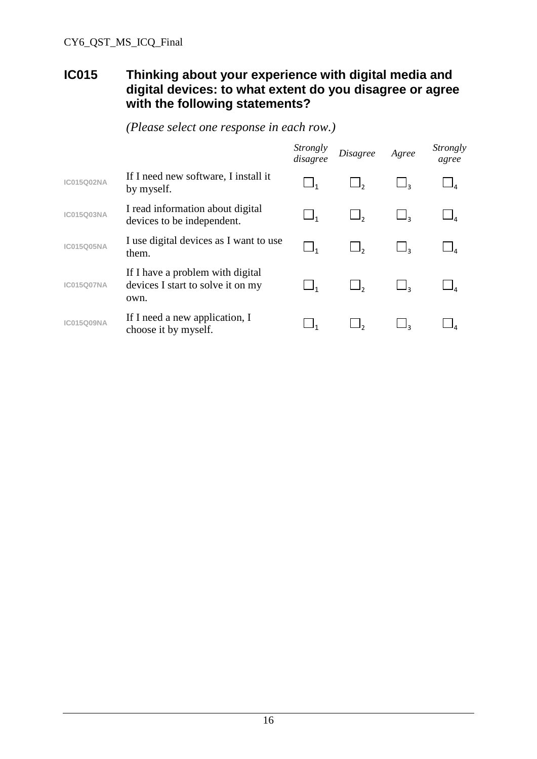## IC015 Thinking about your experience with digital media and digital devices: to what extent do you disagree or agree with the following statements?

*(Please select one response in each row.)*

| | | *Strongly disagree* | *Disagree* | *Agree* | *Strongly agree* |
|---|---|---|---|---|---|
| IC015Q02NA | If I need new software, I install it by myself. | ☐1 | ☐2 | ☐3 | ☐4 |
| IC015Q03NA | I read information about digital devices to be independent. | ☐1 | ☐2 | ☐3 | ☐4 |
| IC015Q05NA | I use digital devices as I want to use them. | ☐1 | ☐2 | ☐3 | ☐4 |
| IC015Q07NA | If I have a problem with digital devices I start to solve it on my own. | ☐1 | ☐2 | ☐3 | ☐4 |
| IC015Q09NA | If I need a new application, I choose it by myself. | ☐1 | ☐2 | ☐3 | ☐4 |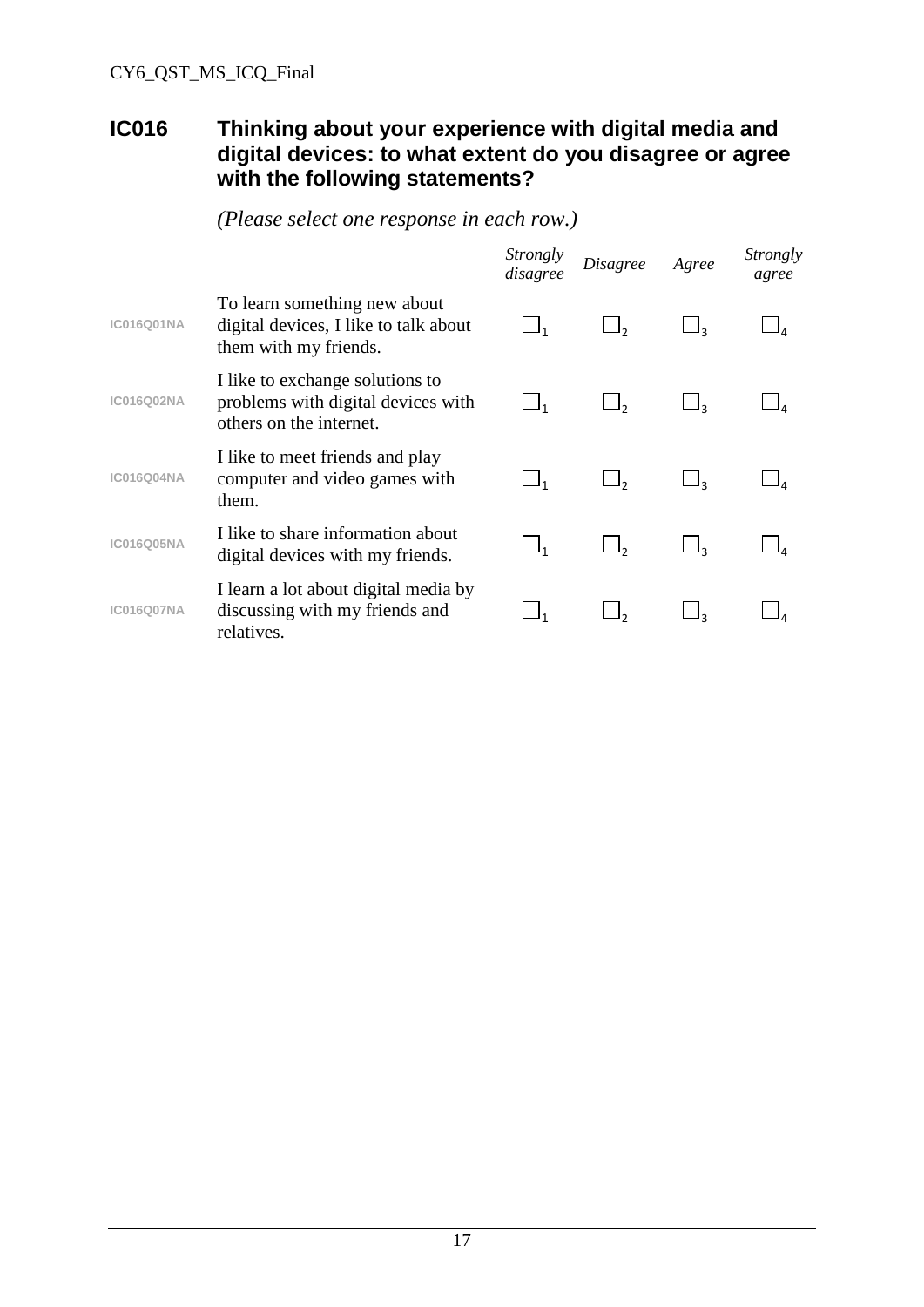## IC016 Thinking about your experience with digital media and digital devices: to what extent do you disagree or agree with the following statements?

*(Please select one response in each row.)*

| | | *Strongly disagree* | *Disagree* | *Agree* | *Strongly agree* |
|---|---|---|---|---|---|
| IC016Q01NA | To learn something new about digital devices, I like to talk about them with my friends. | ☐1 | ☐2 | ☐3 | ☐4 |
| IC016Q02NA | I like to exchange solutions to problems with digital devices with others on the internet. | ☐1 | ☐2 | ☐3 | ☐4 |
| IC016Q04NA | I like to meet friends and play computer and video games with them. | ☐1 | ☐2 | ☐3 | ☐4 |
| IC016Q05NA | I like to share information about digital devices with my friends. | ☐1 | ☐2 | ☐3 | ☐4 |
| IC016Q07NA | I learn a lot about digital media by discussing with my friends and relatives. | ☐1 | ☐2 | ☐3 | ☐4 |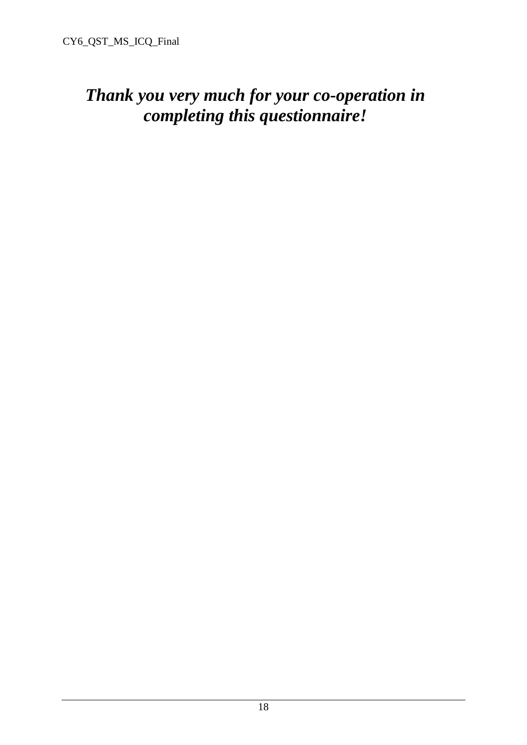***Thank you very much for your co-operation in completing this questionnaire!***